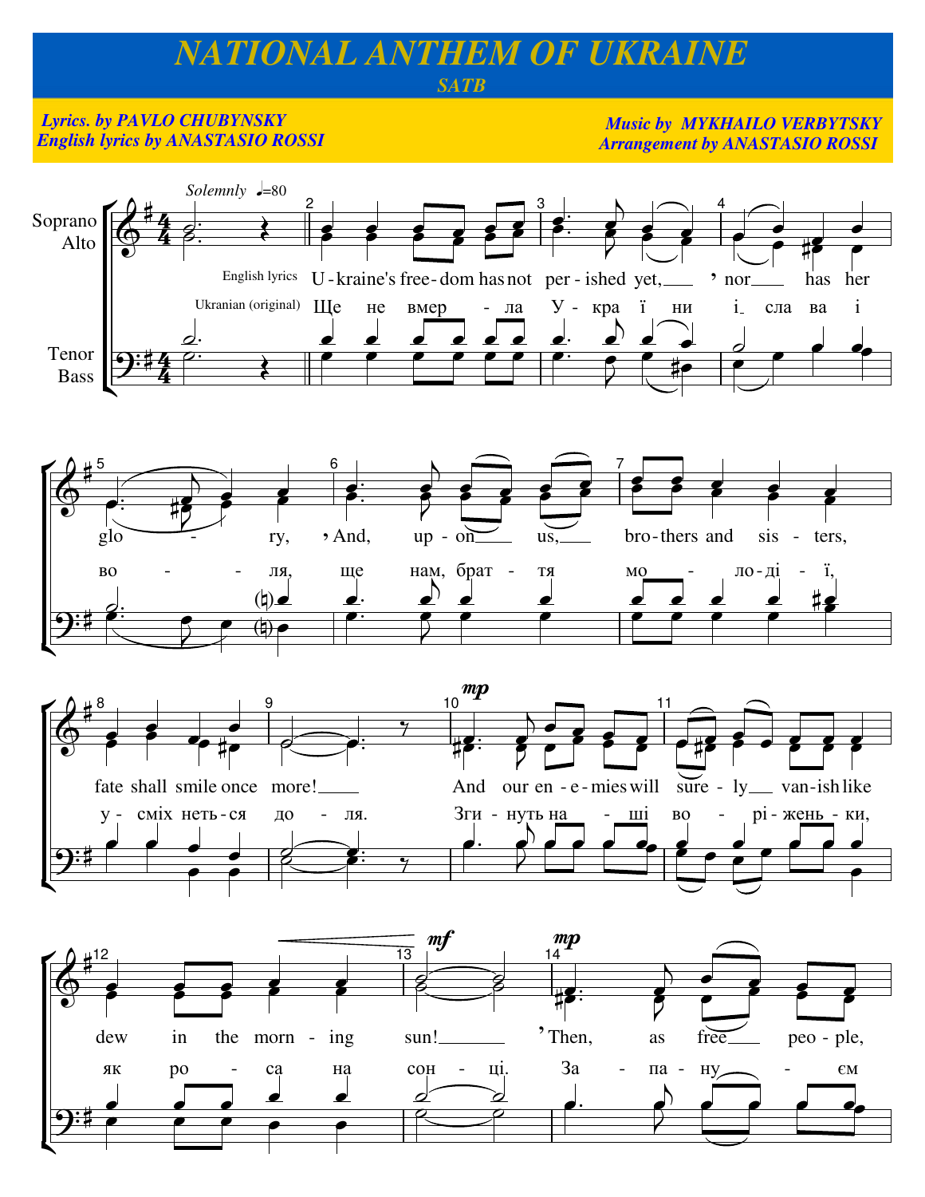# NATIONAL ANTHEM OF UKRAINE

*SATB*

**Lyrics. by PAVLO CHUBYNSKY**
**English lyrics by ANASTASIO ROSSI**

**Music by MYKHAILO VERBYTSKY**
**Arrangement by ANASTASIO ROSSI**

*Solemnly* ♩=80

Soprano / Alto — Tenor / Bass

English lyrics: U-kraine's free-dom has not per-ished yet, nor has her glo-ry, And, up-on us, bro-thers and sis-ters, fate shall smile once more! And our en-e-mies will sure-ly van-ish like dew in the morn-ing sun! Then, as free peo-ple,

Ukranian (original): Ще не вмер-ла У-кра-ї-ни і сла-ва і во-ля, ще нам, брат-тя мо-ло-ді-ї, у-сміх неть-ся до-ля. Зги-нуть на-ші во-рі-жень-ки, як ро-са на сон-ці. За-па-ну-єм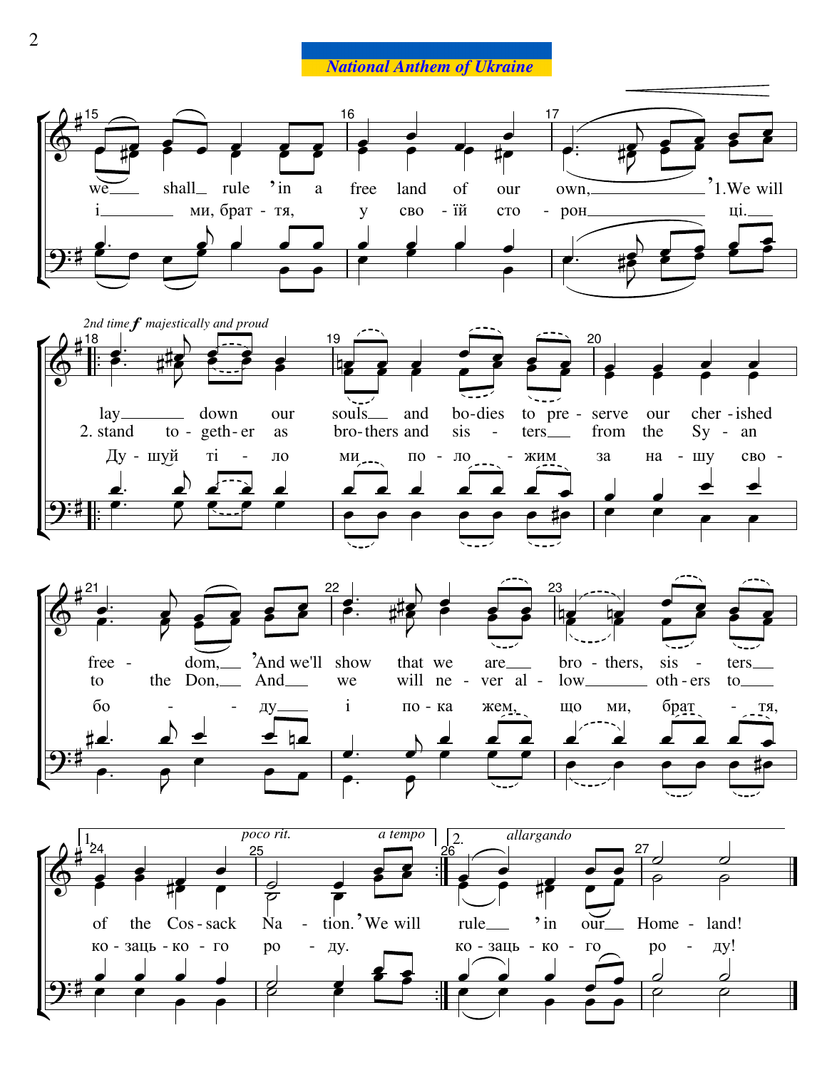National Anthem of Ukraine

2nd time *f* majestically and proud

we shall rule 'in a free land of our own, '1.We will lay down our souls and bo-dies to pre-serve our cher-ished free-dom, 'And we'll show that we are bro-thers, sis-ters of the Cos-sack Na-tion.'We will

2. stand to-geth-er as bro-thers and sis-ters from the Sy-an to the Don, And we will ne-ver al-low oth-ers to rule 'in our Home-land!

і ми, брат-тя, у сво-їй сто-рон ці.

Ду-шуй ті-ло ми по-ло-жим за на-шу сво-бо-ду і по-ка-жем, що ми, брат-тя, ко-заць-ко-го ро-ду.

ко-заць-ко-го ро-ду!

*poco rit.* *a tempo* *allargando*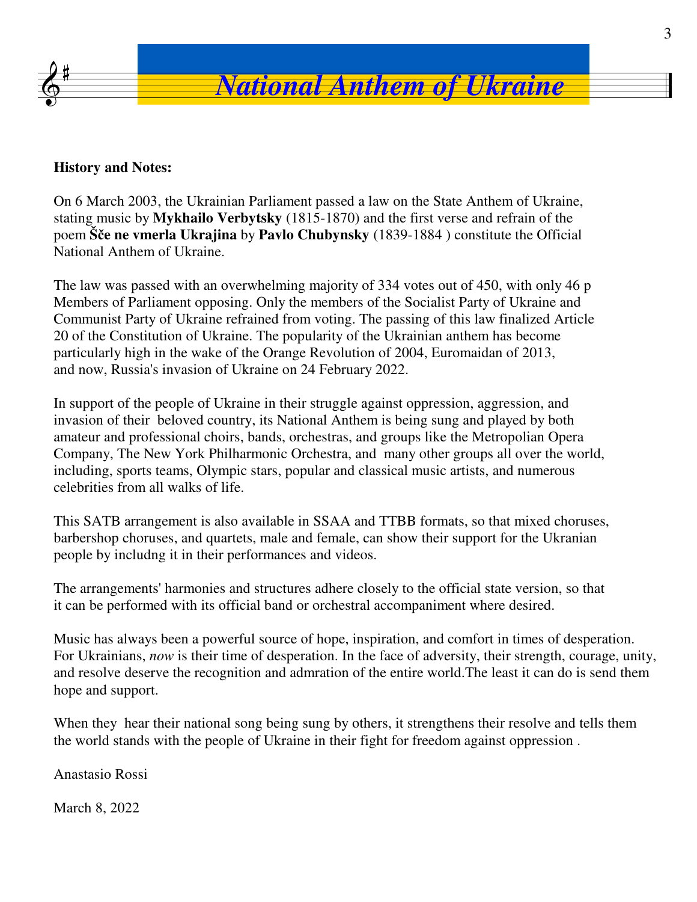# *National Anthem of Ukraine*

**History and Notes:**

On 6 March 2003, the Ukrainian Parliament passed a law on the State Anthem of Ukraine, stating music by **Mykhailo Verbytsky** (1815-1870) and the first verse and refrain of the poem **Šče ne vmerla Ukrajina** by **Pavlo Chubynsky** (1839-1884 ) constitute the Official National Anthem of Ukraine.

The law was passed with an overwhelming majority of 334 votes out of 450, with only 46 p Members of Parliament opposing. Only the members of the Socialist Party of Ukraine and Communist Party of Ukraine refrained from voting. The passing of this law finalized Article 20 of the Constitution of Ukraine. The popularity of the Ukrainian anthem has become particularly high in the wake of the Orange Revolution of 2004, Euromaidan of 2013, and now, Russia's invasion of Ukraine on 24 February 2022.

In support of the people of Ukraine in their struggle against oppression, aggression, and invasion of their beloved country, its National Anthem is being sung and played by both amateur and professional choirs, bands, orchestras, and groups like the Metropolian Opera Company, The New York Philharmonic Orchestra, and many other groups all over the world, including, sports teams, Olympic stars, popular and classical music artists, and numerous celebrities from all walks of life.

This SATB arrangement is also available in SSAA and TTBB formats, so that mixed choruses, barbershop choruses, and quartets, male and female, can show their support for the Ukranian people by includng it in their performances and videos.

The arrangements' harmonies and structures adhere closely to the official state version, so that it can be performed with its official band or orchestral accompaniment where desired.

Music has always been a powerful source of hope, inspiration, and comfort in times of desperation. For Ukrainians, *now* is their time of desperation. In the face of adversity, their strength, courage, unity, and resolve deserve the recognition and admration of the entire world.The least it can do is send them hope and support.

When they hear their national song being sung by others, it strengthens their resolve and tells them the world stands with the people of Ukraine in their fight for freedom against oppression .

Anastasio Rossi

March 8, 2022